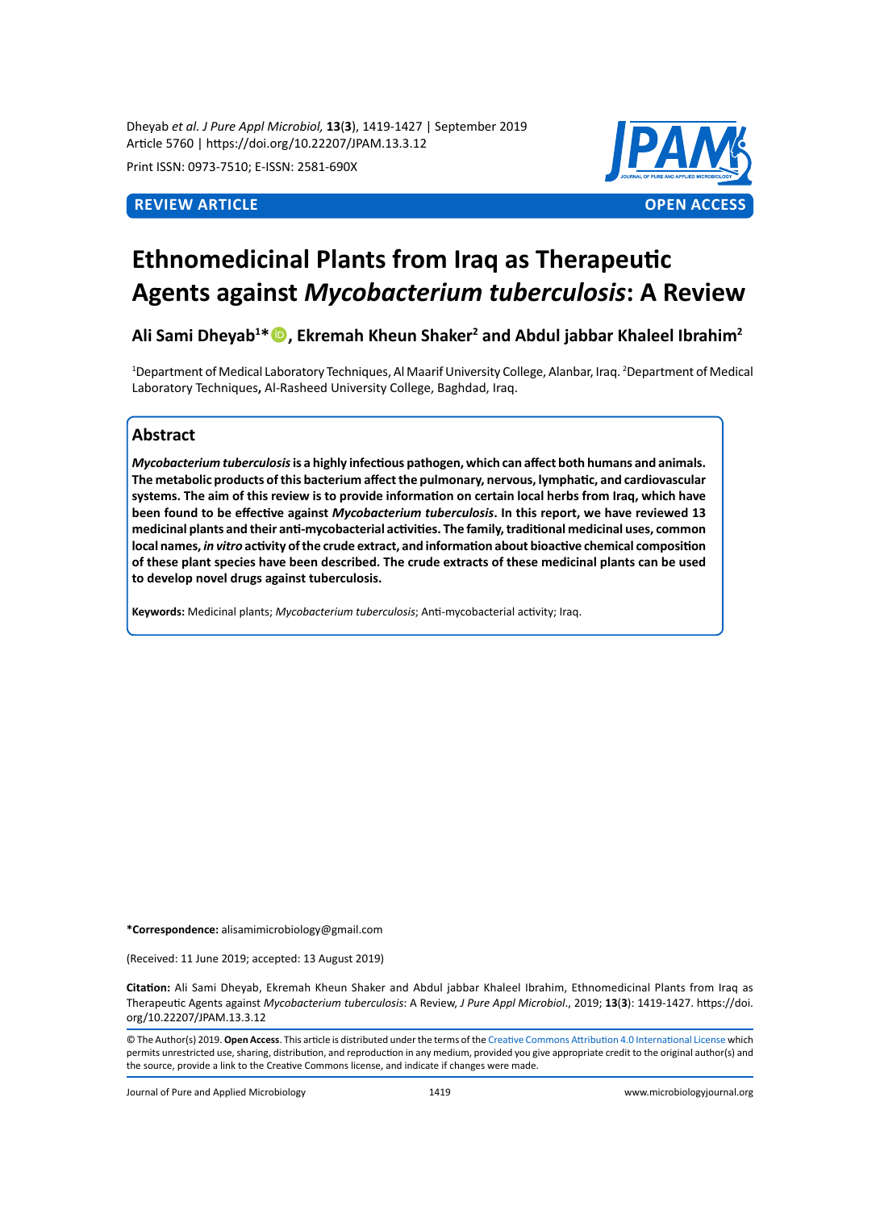Dheyab *et al. J Pure Appl Microbiol,* **13**(**3**), 1419-1427 | September 2019
Article 5760 | https://doi.org/10.22207/JPAM.13.3.12

Print ISSN: 0973-7510; E-ISSN: 2581-690X

**REVIEW ARTICLE** **OPEN ACCESS**

# Ethnomedicinal Plants from Iraq as Therapeutic Agents against *Mycobacterium tuberculosis*: A Review

**Ali Sami Dheyab[1]\*, Ekremah Kheun Shaker[2] and Abdul jabbar Khaleel Ibrahim[2]**

[1]Department of Medical Laboratory Techniques, Al Maarif University College, Alanbar, Iraq. [2]Department of Medical Laboratory Techniques, Al-Rasheed University College, Baghdad, Iraq.

## Abstract

***Mycobacterium tuberculosis* is a highly infectious pathogen, which can affect both humans and animals. The metabolic products of this bacterium affect the pulmonary, nervous, lymphatic, and cardiovascular systems. The aim of this review is to provide information on certain local herbs from Iraq, which have been found to be effective against *Mycobacterium tuberculosis*. In this report, we have reviewed 13 medicinal plants and their anti-mycobacterial activities. The family, traditional medicinal uses, common local names, *in vitro* activity of the crude extract, and information about bioactive chemical composition of these plant species have been described. The crude extracts of these medicinal plants can be used to develop novel drugs against tuberculosis.**

**Keywords:** Medicinal plants; *Mycobacterium tuberculosis*; Anti-mycobacterial activity; Iraq.

**\*Correspondence:** alisamimicrobiology@gmail.com

(Received: 11 June 2019; accepted: 13 August 2019)

**Citation:** Ali Sami Dheyab, Ekremah Kheun Shaker and Abdul jabbar Khaleel Ibrahim, Ethnomedicinal Plants from Iraq as Therapeutic Agents against *Mycobacterium tuberculosis*: A Review, *J Pure Appl Microbiol*., 2019; **13**(**3**): 1419-1427. https://doi.org/10.22207/JPAM.13.3.12

© The Author(s) 2019. **Open Access**. This article is distributed under the terms of the Creative Commons Attribution 4.0 International License which permits unrestricted use, sharing, distribution, and reproduction in any medium, provided you give appropriate credit to the original author(s) and the source, provide a link to the Creative Commons license, and indicate if changes were made.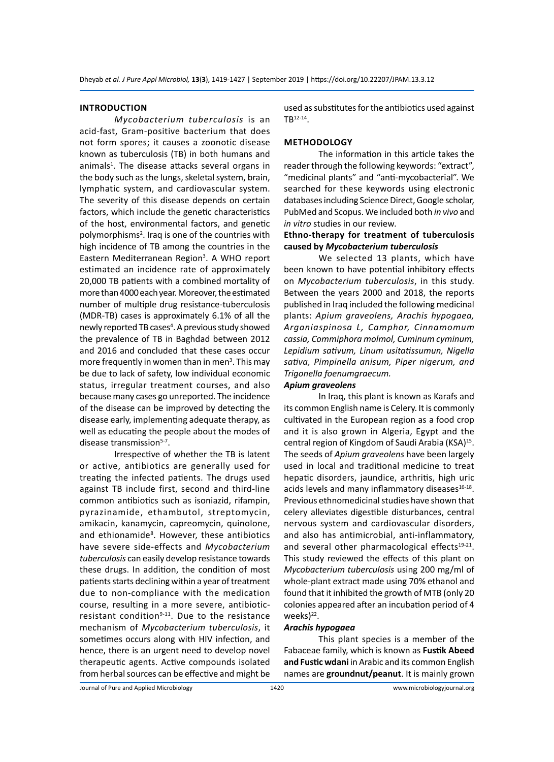## INTRODUCTION

*Mycobacterium tuberculosis* is an acid-fast, Gram-positive bacterium that does not form spores; it causes a zoonotic disease known as tuberculosis (TB) in both humans and animals[1]. The disease attacks several organs in the body such as the lungs, skeletal system, brain, lymphatic system, and cardiovascular system. The severity of this disease depends on certain factors, which include the genetic characteristics of the host, environmental factors, and genetic polymorphisms[2]. Iraq is one of the countries with high incidence of TB among the countries in the Eastern Mediterranean Region[3]. A WHO report estimated an incidence rate of approximately 20,000 TB patients with a combined mortality of more than 4000 each year. Moreover, the estimated number of multiple drug resistance-tuberculosis (MDR-TB) cases is approximately 6.1% of all the newly reported TB cases[4]. A previous study showed the prevalence of TB in Baghdad between 2012 and 2016 and concluded that these cases occur more frequently in women than in men[3]. This may be due to lack of safety, low individual economic status, irregular treatment courses, and also because many cases go unreported. The incidence of the disease can be improved by detecting the disease early, implementing adequate therapy, as well as educating the people about the modes of disease transmission[5-7].

Irrespective of whether the TB is latent or active, antibiotics are generally used for treating the infected patients. The drugs used against TB include first, second and third-line common antibiotics such as isoniazid, rifampin, pyrazinamide, ethambutol, streptomycin, amikacin, kanamycin, capreomycin, quinolone, and ethionamide[8]. However, these antibiotics have severe side-effects and *Mycobacterium tuberculosis* can easily develop resistance towards these drugs. In addition, the condition of most patients starts declining within a year of treatment due to non-compliance with the medication course, resulting in a more severe, antibiotic-resistant condition[9-11]. Due to the resistance mechanism of *Mycobacterium tuberculosis*, it sometimes occurs along with HIV infection, and hence, there is an urgent need to develop novel therapeutic agents. Active compounds isolated from herbal sources can be effective and might be used as substitutes for the antibiotics used against TB[12-14].

## METHODOLOGY

The information in this article takes the reader through the following keywords: "extract", "medicinal plants" and "anti-mycobacterial". We searched for these keywords using electronic databases including Science Direct, Google scholar, PubMed and Scopus. We included both *in vivo* and *in vitro* studies in our review.

### Ethno-therapy for treatment of tuberculosis caused by *Mycobacterium tuberculosis*

We selected 13 plants, which have been known to have potential inhibitory effects on *Mycobacterium tuberculosis*, in this study. Between the years 2000 and 2018, the reports published in Iraq included the following medicinal plants: *Apium graveolens, Arachis hypogaea, Arganiaspinosa L, Camphor, Cinnamomum cassia, Commiphora molmol, Cuminum cyminum, Lepidium sativum, Linum usitatissumun, Nigella sativa, Pimpinella anisum, Piper nigerum, and Trigonella foenumgraecum.*

#### *Apium graveolens*

In Iraq, this plant is known as Karafs and its common English name is Celery. It is commonly cultivated in the European region as a food crop and it is also grown in Algeria, Egypt and the central region of Kingdom of Saudi Arabia (KSA)[15]. The seeds of *Apium graveolens* have been largely used in local and traditional medicine to treat hepatic disorders, jaundice, arthritis, high uric acids levels and many inflammatory diseases[16-18]. Previous ethnomedicinal studies have shown that celery alleviates digestible disturbances, central nervous system and cardiovascular disorders, and also has antimicrobial, anti-inflammatory, and several other pharmacological effects[19-21]. This study reviewed the effects of this plant on *Mycobacterium tuberculosis* using 200 mg/ml of whole-plant extract made using 70% ethanol and found that it inhibited the growth of MTB (only 20 colonies appeared after an incubation period of 4 weeks)[22].

#### *Arachis hypogaea*

This plant species is a member of the Fabaceae family, which is known as **Fustik Abeed and Fustic wdani** in Arabic and its common English names are **groundnut/peanut**. It is mainly grown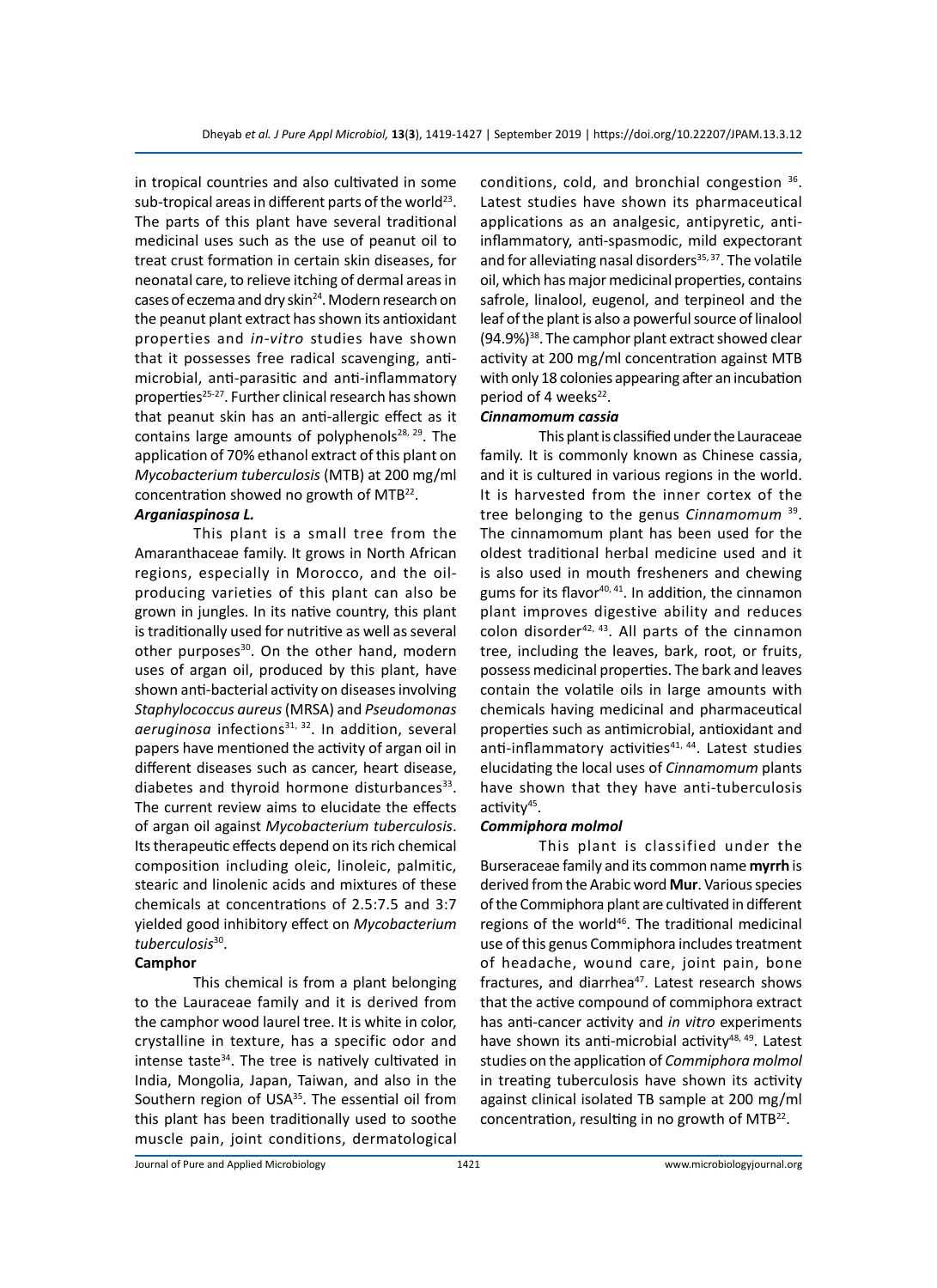in tropical countries and also cultivated in some sub-tropical areas in different parts of the world[23]. The parts of this plant have several traditional medicinal uses such as the use of peanut oil to treat crust formation in certain skin diseases, for neonatal care, to relieve itching of dermal areas in cases of eczema and dry skin[24]. Modern research on the peanut plant extract has shown its antioxidant properties and *in-vitro* studies have shown that it possesses free radical scavenging, anti-microbial, anti-parasitic and anti-inflammatory properties[25-27]. Further clinical research has shown that peanut skin has an anti-allergic effect as it contains large amounts of polyphenols[28, 29]. The application of 70% ethanol extract of this plant on *Mycobacterium tuberculosis* (MTB) at 200 mg/ml concentration showed no growth of MTB[22].

### *Arganiaspinosa L.*

This plant is a small tree from the Amaranthaceae family. It grows in North African regions, especially in Morocco, and the oil-producing varieties of this plant can also be grown in jungles. In its native country, this plant is traditionally used for nutritive as well as several other purposes[30]. On the other hand, modern uses of argan oil, produced by this plant, have shown anti-bacterial activity on diseases involving *Staphylococcus aureus* (MRSA) and *Pseudomonas aeruginosa* infections[31, 32]. In addition, several papers have mentioned the activity of argan oil in different diseases such as cancer, heart disease, diabetes and thyroid hormone disturbances[33]. The current review aims to elucidate the effects of argan oil against *Mycobacterium tuberculosis*. Its therapeutic effects depend on its rich chemical composition including oleic, linoleic, palmitic, stearic and linolenic acids and mixtures of these chemicals at concentrations of 2.5:7.5 and 3:7 yielded good inhibitory effect on *Mycobacterium tuberculosis*[30].

### Camphor

This chemical is from a plant belonging to the Lauraceae family and it is derived from the camphor wood laurel tree. It is white in color, crystalline in texture, has a specific odor and intense taste[34]. The tree is natively cultivated in India, Mongolia, Japan, Taiwan, and also in the Southern region of USA[35]. The essential oil from this plant has been traditionally used to soothe muscle pain, joint conditions, dermatological conditions, cold, and bronchial congestion [36]. Latest studies have shown its pharmaceutical applications as an analgesic, antipyretic, anti-inflammatory, anti-spasmodic, mild expectorant and for alleviating nasal disorders[35, 37]. The volatile oil, which has major medicinal properties, contains safrole, linalool, eugenol, and terpineol and the leaf of the plant is also a powerful source of linalool (94.9%)[38]. The camphor plant extract showed clear activity at 200 mg/ml concentration against MTB with only 18 colonies appearing after an incubation period of 4 weeks[22].

### *Cinnamomum cassia*

This plant is classified under the Lauraceae family. It is commonly known as Chinese cassia, and it is cultured in various regions in the world. It is harvested from the inner cortex of the tree belonging to the genus *Cinnamomum* [39]. The cinnamomum plant has been used for the oldest traditional herbal medicine used and it is also used in mouth fresheners and chewing gums for its flavor[40, 41]. In addition, the cinnamon plant improves digestive ability and reduces colon disorder[42, 43]. All parts of the cinnamon tree, including the leaves, bark, root, or fruits, possess medicinal properties. The bark and leaves contain the volatile oils in large amounts with chemicals having medicinal and pharmaceutical properties such as antimicrobial, antioxidant and anti-inflammatory activities[41, 44]. Latest studies elucidating the local uses of *Cinnamomum* plants have shown that they have anti-tuberculosis activity[45].

### *Commiphora molmol*

This plant is classified under the Burseraceae family and its common name **myrrh** is derived from the Arabic word **Mur**. Various species of the Commiphora plant are cultivated in different regions of the world[46]. The traditional medicinal use of this genus Commiphora includes treatment of headache, wound care, joint pain, bone fractures, and diarrhea[47]. Latest research shows that the active compound of commiphora extract has anti-cancer activity and *in vitro* experiments have shown its anti-microbial activity[48, 49]. Latest studies on the application of *Commiphora molmol* in treating tuberculosis have shown its activity against clinical isolated TB sample at 200 mg/ml concentration, resulting in no growth of MTB[22].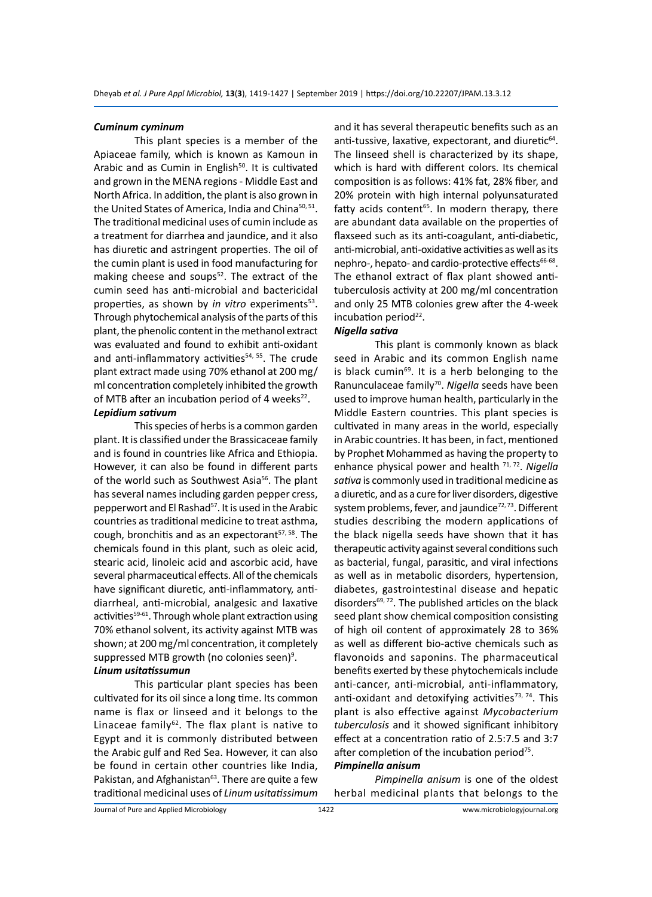### *Cuminum cyminum*

This plant species is a member of the Apiaceae family, which is known as Kamoun in Arabic and as Cumin in English[50]. It is cultivated and grown in the MENA regions - Middle East and North Africa. In addition, the plant is also grown in the United States of America, India and China[50, 51]. The traditional medicinal uses of cumin include as a treatment for diarrhea and jaundice, and it also has diuretic and astringent properties. The oil of the cumin plant is used in food manufacturing for making cheese and soups[52]. The extract of the cumin seed has anti-microbial and bactericidal properties, as shown by *in vitro* experiments[53]. Through phytochemical analysis of the parts of this plant, the phenolic content in the methanol extract was evaluated and found to exhibit anti-oxidant and anti-inflammatory activities[54, 55]. The crude plant extract made using 70% ethanol at 200 mg/ml concentration completely inhibited the growth of MTB after an incubation period of 4 weeks[22].

### *Lepidium sativum*

This species of herbs is a common garden plant. It is classified under the Brassicaceae family and is found in countries like Africa and Ethiopia. However, it can also be found in different parts of the world such as Southwest Asia[56]. The plant has several names including garden pepper cress, pepperwort and El Rashad[57]. It is used in the Arabic countries as traditional medicine to treat asthma, cough, bronchitis and as an expectorant[57, 58]. The chemicals found in this plant, such as oleic acid, stearic acid, linoleic acid and ascorbic acid, have several pharmaceutical effects. All of the chemicals have significant diuretic, anti-inflammatory, anti-diarrheal, anti-microbial, analgesic and laxative activities[59-61]. Through whole plant extraction using 70% ethanol solvent, its activity against MTB was shown; at 200 mg/ml concentration, it completely suppressed MTB growth (no colonies seen)[9].

### *Linum usitatissumun*

This particular plant species has been cultivated for its oil since a long time. Its common name is flax or linseed and it belongs to the Linaceae family[62]. The flax plant is native to Egypt and it is commonly distributed between the Arabic gulf and Red Sea. However, it can also be found in certain other countries like India, Pakistan, and Afghanistan[63]. There are quite a few traditional medicinal uses of *Linum usitatissimum* and it has several therapeutic benefits such as an anti-tussive, laxative, expectorant, and diuretic[64]. The linseed shell is characterized by its shape, which is hard with different colors. Its chemical composition is as follows: 41% fat, 28% fiber, and 20% protein with high internal polyunsaturated fatty acids content[65]. In modern therapy, there are abundant data available on the properties of flaxseed such as its anti-coagulant, anti-diabetic, anti-microbial, anti-oxidative activities as well as its nephro-, hepato- and cardio-protective effects[66-68]. The ethanol extract of flax plant showed anti-tuberculosis activity at 200 mg/ml concentration and only 25 MTB colonies grew after the 4-week incubation period[22].

### *Nigella sativa*

This plant is commonly known as black seed in Arabic and its common English name is black cumin[69]. It is a herb belonging to the Ranunculaceae family[70]. *Nigella* seeds have been used to improve human health, particularly in the Middle Eastern countries. This plant species is cultivated in many areas in the world, especially in Arabic countries. It has been, in fact, mentioned by Prophet Mohammed as having the property to enhance physical power and health [71, 72]. *Nigella sativa* is commonly used in traditional medicine as a diuretic, and as a cure for liver disorders, digestive system problems, fever, and jaundice[72, 73]. Different studies describing the modern applications of the black nigella seeds have shown that it has therapeutic activity against several conditions such as bacterial, fungal, parasitic, and viral infections as well as in metabolic disorders, hypertension, diabetes, gastrointestinal disease and hepatic disorders[69, 72]. The published articles on the black seed plant show chemical composition consisting of high oil content of approximately 28 to 36% as well as different bio-active chemicals such as flavonoids and saponins. The pharmaceutical benefits exerted by these phytochemicals include anti-cancer, anti-microbial, anti-inflammatory, anti-oxidant and detoxifying activities[73, 74]. This plant is also effective against *Mycobacterium tuberculosis* and it showed significant inhibitory effect at a concentration ratio of 2.5:7.5 and 3:7 after completion of the incubation period[75].

### *Pimpinella anisum*

*Pimpinella anisum* is one of the oldest herbal medicinal plants that belongs to the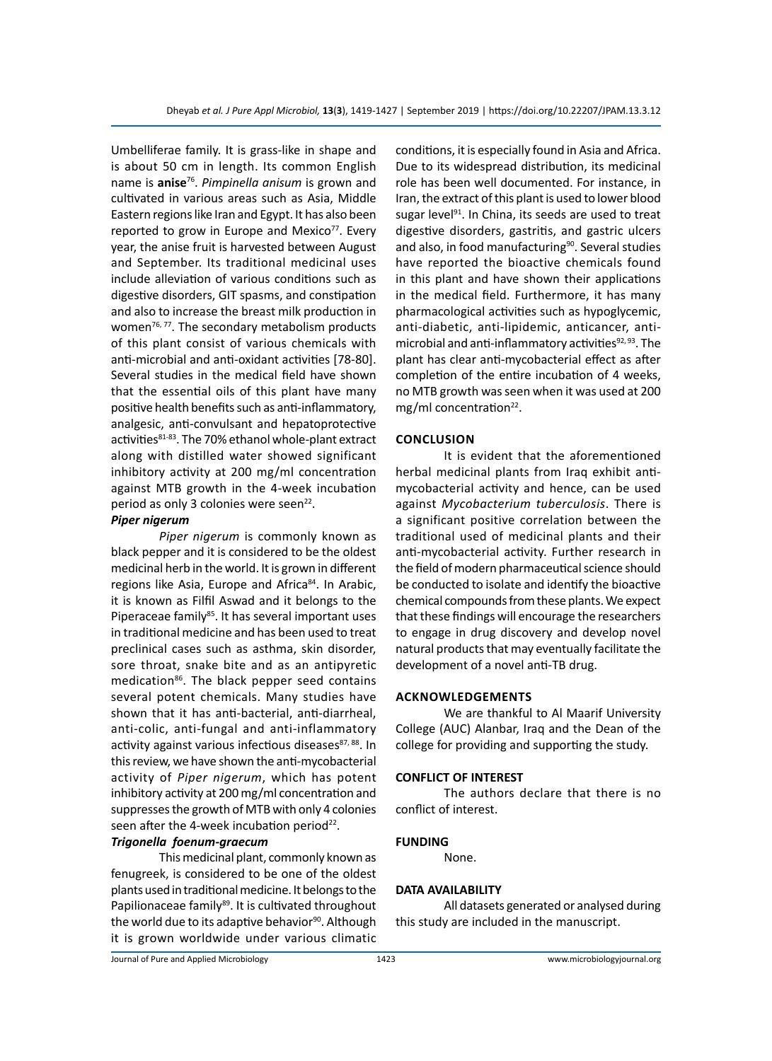Umbelliferae family. It is grass-like in shape and is about 50 cm in length. Its common English name is **anise**[76]. *Pimpinella anisum* is grown and cultivated in various areas such as Asia, Middle Eastern regions like Iran and Egypt. It has also been reported to grow in Europe and Mexico[77]. Every year, the anise fruit is harvested between August and September. Its traditional medicinal uses include alleviation of various conditions such as digestive disorders, GIT spasms, and constipation and also to increase the breast milk production in women[76, 77]. The secondary metabolism products of this plant consist of various chemicals with anti-microbial and anti-oxidant activities [78-80]. Several studies in the medical field have shown that the essential oils of this plant have many positive health benefits such as anti-inflammatory, analgesic, anti-convulsant and hepatoprotective activities[81-83]. The 70% ethanol whole-plant extract along with distilled water showed significant inhibitory activity at 200 mg/ml concentration against MTB growth in the 4-week incubation period as only 3 colonies were seen[22].

### *Piper nigerum*

*Piper nigerum* is commonly known as black pepper and it is considered to be the oldest medicinal herb in the world. It is grown in different regions like Asia, Europe and Africa[84]. In Arabic, it is known as Filfil Aswad and it belongs to the Piperaceae family[85]. It has several important uses in traditional medicine and has been used to treat preclinical cases such as asthma, skin disorder, sore throat, snake bite and as an antipyretic medication[86]. The black pepper seed contains several potent chemicals. Many studies have shown that it has anti-bacterial, anti-diarrheal, anti-colic, anti-fungal and anti-inflammatory activity against various infectious diseases[87, 88]. In this review, we have shown the anti-mycobacterial activity of *Piper nigerum*, which has potent inhibitory activity at 200 mg/ml concentration and suppresses the growth of MTB with only 4 colonies seen after the 4-week incubation period[22].

### *Trigonella foenum-graecum*

This medicinal plant, commonly known as fenugreek, is considered to be one of the oldest plants used in traditional medicine. It belongs to the Papilionaceae family[89]. It is cultivated throughout the world due to its adaptive behavior[90]. Although it is grown worldwide under various climatic conditions, it is especially found in Asia and Africa. Due to its widespread distribution, its medicinal role has been well documented. For instance, in Iran, the extract of this plant is used to lower blood sugar level[91]. In China, its seeds are used to treat digestive disorders, gastritis, and gastric ulcers and also, in food manufacturing[90]. Several studies have reported the bioactive chemicals found in this plant and have shown their applications in the medical field. Furthermore, it has many pharmacological activities such as hypoglycemic, anti-diabetic, anti-lipidemic, anticancer, anti-microbial and anti-inflammatory activities[92, 93]. The plant has clear anti-mycobacterial effect as after completion of the entire incubation of 4 weeks, no MTB growth was seen when it was used at 200 mg/ml concentration[22].

## CONCLUSION

It is evident that the aforementioned herbal medicinal plants from Iraq exhibit anti-mycobacterial activity and hence, can be used against *Mycobacterium tuberculosis*. There is a significant positive correlation between the traditional used of medicinal plants and their anti-mycobacterial activity. Further research in the field of modern pharmaceutical science should be conducted to isolate and identify the bioactive chemical compounds from these plants. We expect that these findings will encourage the researchers to engage in drug discovery and develop novel natural products that may eventually facilitate the development of a novel anti-TB drug.

## ACKNOWLEDGEMENTS

We are thankful to Al Maarif University College (AUC) Alanbar, Iraq and the Dean of the college for providing and supporting the study.

## CONFLICT OF INTEREST

The authors declare that there is no conflict of interest.

## FUNDING

None.

## DATA AVAILABILITY

All datasets generated or analysed during this study are included in the manuscript.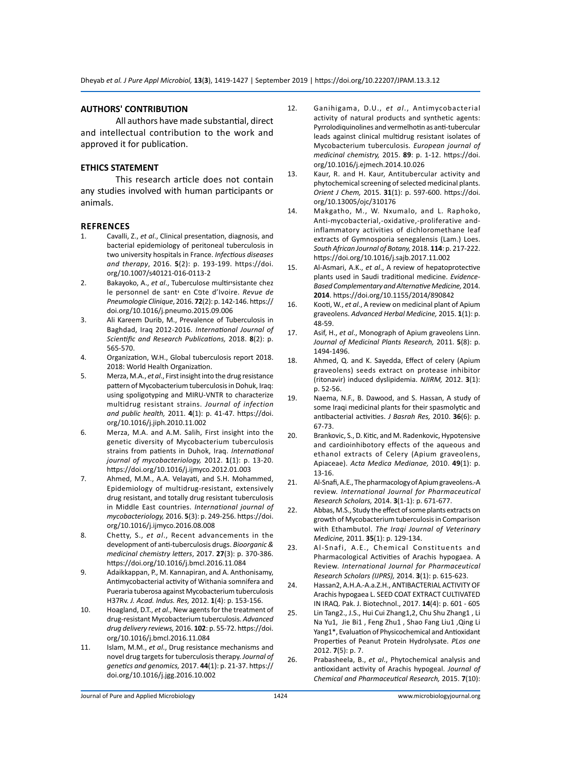## AUTHORS' CONTRIBUTION

All authors have made substantial, direct and intellectual contribution to the work and approved it for publication.

## ETHICS STATEMENT

This research article does not contain any studies involved with human participants or animals.

## REFRENCES

1. Cavalli, Z., *et al*., Clinical presentation, diagnosis, and bacterial epidemiology of peritoneal tuberculosis in two university hospitals in France. *Infectious diseases and therapy*, 2016. **5**(2): p. 193-199. https://doi.org/10.1007/s40121-016-0113-2
2. Bakayoko, A., *et al*., Tuberculose multirésistante chez le personnel de santé en Côte d'Ivoire. *Revue de Pneumologie Clinique*, 2016. **72**(2): p. 142-146. https://doi.org/10.1016/j.pneumo.2015.09.006
3. Ali Kareem Durib, M., Prevalence of Tuberculosis in Baghdad, Iraq 2012-2016. *International Journal of Scientific and Research Publications,* 2018. **8**(2): p. 565-570.
4. Organization, W.H., Global tuberculosis report 2018. 2018: World Health Organization.
5. Merza, M.A., *et al*., First insight into the drug resistance pattern of Mycobacterium tuberculosis in Dohuk, Iraq: using spoligotyping and MIRU-VNTR to characterize multidrug resistant strains. *Journal of infection and public health,* 2011. **4**(1): p. 41-47. https://doi.org/10.1016/j.jiph.2010.11.002
6. Merza, M.A. and A.M. Salih, First insight into the genetic diversity of Mycobacterium tuberculosis strains from patients in Duhok, Iraq. *International journal of mycobacteriology,* 2012. **1**(1): p. 13-20. https://doi.org/10.1016/j.ijmyco.2012.01.003
7. Ahmed, M.M., A.A. Velayati, and S.H. Mohammed, Epidemiology of multidrug-resistant, extensively drug resistant, and totally drug resistant tuberculosis in Middle East countries. *International journal of mycobacteriology,* 2016. **5**(3): p. 249-256. https://doi.org/10.1016/j.ijmyco.2016.08.008
8. Chetty, S., *et al*., Recent advancements in the development of anti-tuberculosis drugs. *Bioorganic & medicinal chemistry letters*, 2017. **27**(3): p. 370-386. https://doi.org/10.1016/j.bmcl.2016.11.084
9. Adaikkappan, P., M. Kannapiran, and A. Anthonisamy, Antimycobacterial activity of Withania somnifera and Pueraria tuberosa against Mycobacterium tuberculosis H37Rv. *J. Acad. Indus. Res,* 2012. **1**(4): p. 153-156.
10. Hoagland, D.T., *et al*., New agents for the treatment of drug-resistant Mycobacterium tuberculosis. *Advanced drug delivery reviews,* 2016. **102**: p. 55-72. https://doi.org/10.1016/j.bmcl.2016.11.084
11. Islam, M.M., *et al*., Drug resistance mechanisms and novel drug targets for tuberculosis therapy. *Journal of genetics and genomics,* 2017. **44**(1): p. 21-37. https://doi.org/10.1016/j.jgg.2016.10.002
12. Ganihigama, D.U., *et al*., Antimycobacterial activity of natural products and synthetic agents: Pyrrolodiquinolines and vermelhotin as anti-tubercular leads against clinical multidrug resistant isolates of Mycobacterium tuberculosis. *European journal of medicinal chemistry,* 2015. **89**: p. 1-12. https://doi.org/10.1016/j.ejmech.2014.10.026
13. Kaur, R. and H. Kaur, Antitubercular activity and phytochemical screening of selected medicinal plants. *Orient J Chem,* 2015. **31**(1): p. 597-600. https://doi.org/10.13005/ojc/310176
14. Makgatho, M., W. Nxumalo, and L. Raphoko, Anti-mycobacterial,-oxidative,-proliferative and-inflammatory activities of dichloromethane leaf extracts of Gymnosporia senegalensis (Lam.) Loes. *South African Journal of Botany,* 2018. **114**: p. 217-222. https://doi.org/10.1016/j.sajb.2017.11.002
15. Al-Asmari, A.K., *et al*., A review of hepatoprotective plants used in Saudi traditional medicine. *Evidence-Based Complementary and Alternative Medicine,* 2014. **2014**. https://doi.org/10.1155/2014/890842
16. Kooti, W., *et al*., A review on medicinal plant of Apium graveolens. *Advanced Herbal Medicine,* 2015. **1**(1): p. 48-59.
17. Asif, H., *et al*., Monograph of Apium graveolens Linn. *Journal of Medicinal Plants Research,* 2011. **5**(8): p. 1494-1496.
18. Ahmed, Q. and K. Sayedda, Effect of celery (Apium graveolens) seeds extract on protease inhibitor (ritonavir) induced dyslipidemia. *NJIRM,* 2012. **3**(1): p. 52-56.
19. Naema, N.F., B. Dawood, and S. Hassan, A study of some Iraqi medicinal plants for their spasmolytic and antibacterial activities. *J Basrah Res,* 2010. **36**(6): p. 67-73.
20. Brankovic, S., D. Kitic, and M. Radenkovic, Hypotensive and cardioinhibitory effects of the aqueous and ethanol extracts of Celery (Apium graveolens, Apiaceae). *Acta Medica Medianae,* 2010. **49**(1): p. 13-16.
21. Al-Snafi, A.E., The pharmacology of Apium graveolens.-A review. *International Journal for Pharmaceutical Research Scholars,* 2014. **3**(1-1): p. 671-677.
22. Abbas, M.S., Study the effect of some plants extracts on growth of Mycobacterium tuberculosis in Comparison with Ethambutol. *The Iraqi Journal of Veterinary Medicine,* 2011. **35**(1): p. 129-134.
23. Al-Snafi, A.E., Chemical Constituents and Pharmacological Activities of Arachis hypogaea. A Review. *International Journal for Pharmaceutical Research Scholars (IJPRS),* 2014. **3**(1): p. 615-623.
24. Hassan2, A.H.A.-A.a.Z.H., ANTIBACTERIAL ACTIVITY OF Arachis hypogaea L. SEED COAT EXTRACT CULTIVATED IN IRAQ. Pak. J. Biotechnol., 2017. **14**(4): p. 601 - 605
25. Lin Tang2., J.S., Hui Cui Zhang1,2, Chu Shu Zhang1 , Li Na Yu1, Jie Bi1 , Feng Zhu1 , Shao Fang Liu1 ,Qing Li Yang1*, Evaluation of Physicochemical and Antioxidant Properties of Peanut Protein Hydrolysate. *PLos one* 2012. **7**(5): p. 7.
26. Prabasheela, B., *et al*., Phytochemical analysis and antioxidant activity of Arachis hypogeal. *Journal of Chemical and Pharmaceutical Research,* 2015. **7**(10):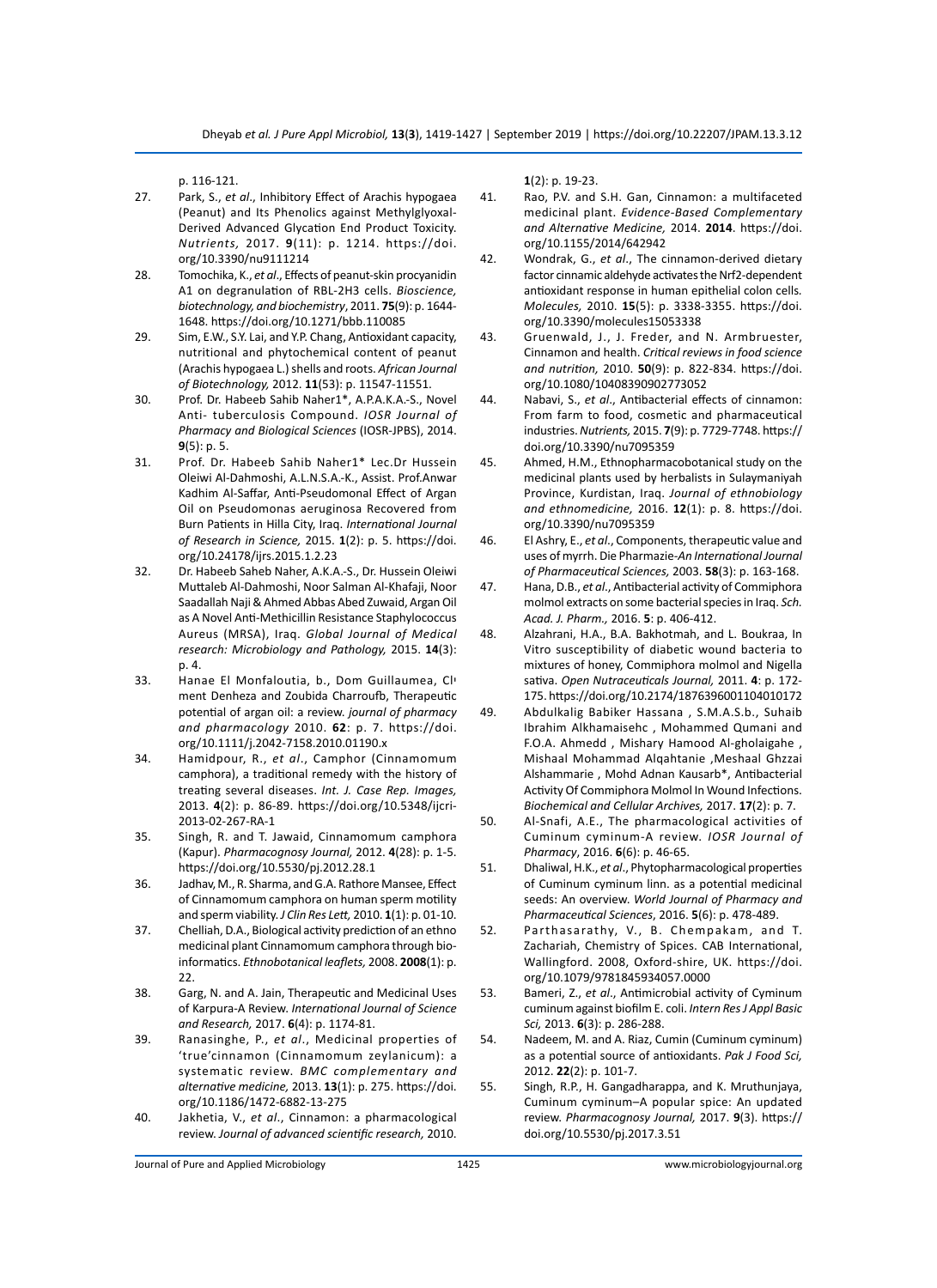p. 116-121.

27. Park, S., *et al*., Inhibitory Effect of Arachis hypogaea (Peanut) and Its Phenolics against Methylglyoxal-Derived Advanced Glycation End Product Toxicity. *Nutrients,* 2017. **9**(11): p. 1214. https://doi.org/10.3390/nu9111214
28. Tomochika, K., *et al*., Effects of peanut-skin procyanidin A1 on degranulation of RBL-2H3 cells. *Bioscience, biotechnology, and biochemistry*, 2011. **75**(9): p. 1644-1648. https://doi.org/10.1271/bbb.110085
29. Sim, E.W., S.Y. Lai, and Y.P. Chang, Antioxidant capacity, nutritional and phytochemical content of peanut (Arachis hypogaea L.) shells and roots. *African Journal of Biotechnology,* 2012. **11**(53): p. 11547-11551.
30. Prof. Dr. Habeeb Sahib Naher1*, A.P.A.K.A.-S., Novel Anti- tuberculosis Compound. *IOSR Journal of Pharmacy and Biological Sciences* (IOSR-JPBS), 2014. **9**(5): p. 5.
31. Prof. Dr. Habeeb Sahib Naher1* Lec.Dr Hussein Oleiwi Al-Dahmoshi, A.L.N.S.A.-K., Assist. Prof.Anwar Kadhim Al-Saffar, Anti-Pseudomonal Effect of Argan Oil on Pseudomonas aeruginosa Recovered from Burn Patients in Hilla City, Iraq. *International Journal of Research in Science,* 2015. **1**(2): p. 5. https://doi.org/10.24178/ijrs.2015.1.2.23
32. Dr. Habeeb Saheb Naher, A.K.A.-S., Dr. Hussein Oleiwi Muttaleb Al-Dahmoshi, Noor Salman Al-Khafaji, Noor Saadallah Naji & Ahmed Abbas Abed Zuwaid, Argan Oil as A Novel Anti-Methicillin Resistance Staphylococcus Aureus (MRSA), Iraq. *Global Journal of Medical research: Microbiology and Pathology,* 2015. **14**(3): p. 4.
33. Hanae El Monfaloutia, b., Dom Guillaumea, Clı ment Denheza and Zoubida Charroufb, Therapeutic potential of argan oil: a review. *journal of pharmacy and pharmacology* 2010. **62**: p. 7. https://doi.org/10.1111/j.2042-7158.2010.01190.x
34. Hamidpour, R., *et al*., Camphor (Cinnamomum camphora), a traditional remedy with the history of treating several diseases. *Int. J. Case Rep. Images,* 2013. **4**(2): p. 86-89. https://doi.org/10.5348/ijcri-2013-02-267-RA-1
35. Singh, R. and T. Jawaid, Cinnamomum camphora (Kapur). *Pharmacognosy Journal,* 2012. **4**(28): p. 1-5. https://doi.org/10.5530/pj.2012.28.1
36. Jadhav, M., R. Sharma, and G.A. Rathore Mansee, Effect of Cinnamomum camphora on human sperm motility and sperm viability. *J Clin Res Lett,* 2010. **1**(1): p. 01-10.
37. Chelliah, D.A., Biological activity prediction of an ethno medicinal plant Cinnamomum camphora through bio-informatics. *Ethnobotanical leaflets,* 2008. **2008**(1): p. 22.
38. Garg, N. and A. Jain, Therapeutic and Medicinal Uses of Karpura-A Review. *International Journal of Science and Research,* 2017. **6**(4): p. 1174-81.
39. Ranasinghe, P., *et al*., Medicinal properties of 'true'cinnamon (Cinnamomum zeylanicum): a systematic review. *BMC complementary and alternative medicine,* 2013. **13**(1): p. 275. https://doi.org/10.1186/1472-6882-13-275
40. Jakhetia, V., *et al*., Cinnamon: a pharmacological review. *Journal of advanced scientific research,* 2010. **1**(2): p. 19-23.
41. Rao, P.V. and S.H. Gan, Cinnamon: a multifaceted medicinal plant. *Evidence-Based Complementary and Alternative Medicine,* 2014. **2014**. https://doi.org/10.1155/2014/642942
42. Wondrak, G., *et al*., The cinnamon-derived dietary factor cinnamic aldehyde activates the Nrf2-dependent antioxidant response in human epithelial colon cells. *Molecules,* 2010. **15**(5): p. 3338-3355. https://doi.org/10.3390/molecules15053338
43. Gruenwald, J., J. Freder, and N. Armbruester, Cinnamon and health. *Critical reviews in food science and nutrition,* 2010. **50**(9): p. 822-834. https://doi.org/10.1080/10408390902773052
44. Nabavi, S., *et al*., Antibacterial effects of cinnamon: From farm to food, cosmetic and pharmaceutical industries. *Nutrients,* 2015. **7**(9): p. 7729-7748. https://doi.org/10.3390/nu7095359
45. Ahmed, H.M., Ethnopharmacobotanical study on the medicinal plants used by herbalists in Sulaymaniyah Province, Kurdistan, Iraq. *Journal of ethnobiology and ethnomedicine,* 2016. **12**(1): p. 8. https://doi.org/10.3390/nu7095359
46. El Ashry, E., *et al*., Components, therapeutic value and uses of myrrh. Die Pharmazie-*An International Journal of Pharmaceutical Sciences,* 2003. **58**(3): p. 163-168.
47. Hana, D.B., *et al*., Antibacterial activity of Commiphora molmol extracts on some bacterial species in Iraq. *Sch. Acad. J. Pharm.,* 2016. **5**: p. 406-412.
48. Alzahrani, H.A., B.A. Bakhotmah, and L. Boukraa, In Vitro susceptibility of diabetic wound bacteria to mixtures of honey, Commiphora molmol and Nigella sativa. *Open Nutraceuticals Journal,* 2011. **4**: p. 172-175. https://doi.org/10.2174/1876396001104010172
49. Abdulkalig Babiker Hassana , S.M.A.S.b., Suhaib Ibrahim Alkhamaisehc , Mohammed Qumani and F.O.A. Ahmedd , Mishary Hamood Al-gholaigahe , Mishaal Mohammad Alqahtanie ,Meshaal Ghzzai Alshammarie , Mohd Adnan Kausarb*, Antibacterial Activity Of Commiphora Molmol In Wound Infections. *Biochemical and Cellular Archives,* 2017. **17**(2): p. 7.
50. Al-Snafi, A.E., The pharmacological activities of Cuminum cyminum-A review. *IOSR Journal of Pharmacy*, 2016. **6**(6): p. 46-65.
51. Dhaliwal, H.K., *et al*., Phytopharmacological properties of Cuminum cyminum linn. as a potential medicinal seeds: An overview. *World Journal of Pharmacy and Pharmaceutical Sciences*, 2016. **5**(6): p. 478-489.
52. Parthasarathy, V., B. Chempakam, and T. Zachariah, Chemistry of Spices. CAB International, Wallingford. 2008, Oxford-shire, UK. https://doi.org/10.1079/9781845934057.0000
53. Bameri, Z., *et al*., Antimicrobial activity of Cyminum cuminum against biofilm E. coli. *Intern Res J Appl Basic Sci,* 2013. **6**(3): p. 286-288.
54. Nadeem, M. and A. Riaz, Cumin (Cuminum cyminum) as a potential source of antioxidants. *Pak J Food Sci,* 2012. **22**(2): p. 101-7.
55. Singh, R.P., H. Gangadharappa, and K. Mruthunjaya, Cuminum cyminum–A popular spice: An updated review. *Pharmacognosy Journal,* 2017. **9**(3). https://doi.org/10.5530/pj.2017.3.51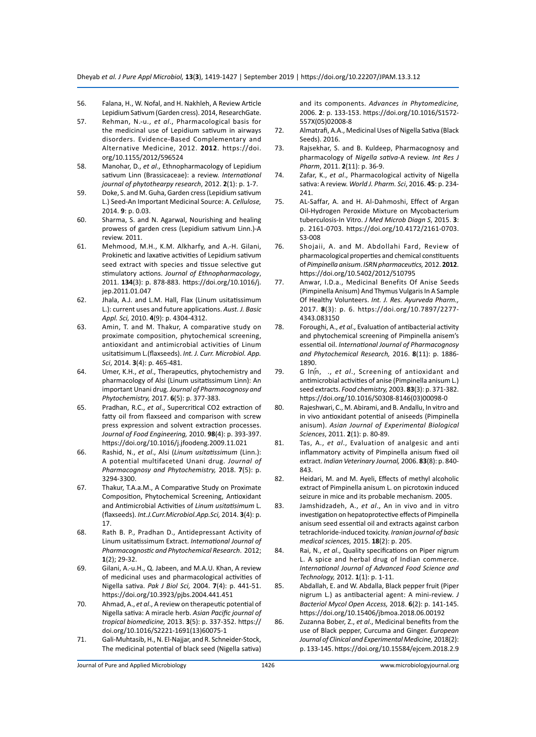56. Falana, H., W. Nofal, and H. Nakhleh, A Review Article Lepidium Sativum (Garden cress). 2014, ResearchGate.
57. Rehman, N.-u., *et al*., Pharmacological basis for the medicinal use of Lepidium sativum in airways disorders. Evidence-Based Complementary and Alternative Medicine, 2012. **2012**. https://doi.org/10.1155/2012/596524
58. Manohar, D., *et al*., Ethnopharmacology of Lepidium sativum Linn (Brassicaceae): a review. *International journal of phytothearpy research*, 2012. **2**(1): p. 1-7.
59. Doke, S. and M. Guha, Garden cress (Lepidium sativum L.) Seed-An Important Medicinal Source: A. *Cellulose,* 2014. **9**: p. 0.03.
60. Sharma, S. and N. Agarwal, Nourishing and healing prowess of garden cress (Lepidium sativum Linn.)-A review. 2011.
61. Mehmood, M.H., K.M. Alkharfy, and A.-H. Gilani, Prokinetic and laxative activities of Lepidium sativum seed extract with species and tissue selective gut stimulatory actions. *Journal of Ethnopharmacology*, 2011. **134**(3): p. 878-883. https://doi.org/10.1016/j.jep.2011.01.047
62. Jhala, A.J. and L.M. Hall, Flax (Linum usitatissimum L.): current uses and future applications. *Aust. J. Basic Appl. Sci,* 2010. **4**(9): p. 4304-4312.
63. Amin, T. and M. Thakur, A comparative study on proximate composition, phytochemical screening, antioxidant and antimicrobial activities of Linum usitatisimum L.(flaxseeds). *Int. J. Curr. Microbiol. App. Sci*, 2014. **3**(4): p. 465-481.
64. Umer, K.H., *et al*., Therapeutics, phytochemistry and pharmacology of Alsi (Linum usitatissimum Linn): An important Unani drug. *Journal of Pharmacognosy and Phytochemistry,* 2017. **6**(5): p. 377-383.
65. Pradhan, R.C., *et al*., Supercritical CO2 extraction of fatty oil from flaxseed and comparison with screw press expression and solvent extraction processes. *Journal of Food Engineering,* 2010. **98**(4): p. 393-397. https://doi.org/10.1016/j.jfoodeng.2009.11.021
66. Rashid, N., *et al*., Alsi (*Linum usitatissimum* (Linn.): A potential multifaceted Unani drug. *Journal of Pharmacognosy and Phytochemistry,* 2018. **7**(5): p. 3294-3300.
67. Thakur, T.A.a.M., A Comparative Study on Proximate Composition, Phytochemical Screening, Antioxidant and Antimicrobial Activities of *Linum usitatisimum* L. (flaxseeds). *Int.J.Curr.Microbiol.App.Sci,* 2014. **3**(4): p. 17.
68. Rath B. P., Pradhan D., Antidepressant Activity of Linum usitatissimum Extract. *International Journal of Pharmacognostic and Phytochemical Research*. 2012; **1**(2); 29-32.
69. Gilani, A.-u.H., Q. Jabeen, and M.A.U. Khan, A review of medicinal uses and pharmacological activities of Nigella sativa. *Pak J Biol Sci,* 2004. **7**(4): p. 441-51. https://doi.org/10.3923/pjbs.2004.441.451
70. Ahmad, A., *et al*., A review on therapeutic potential of Nigella sativa: A miracle herb. *Asian Pacific journal of tropical biomedicine,* 2013. **3**(5): p. 337-352. https://doi.org/10.1016/S2221-1691(13)60075-1
71. Gali-Muhtasib, H., N. El-Najjar, and R. Schneider-Stock, The medicinal potential of black seed (Nigella sativa) and its components. *Advances in Phytomedicine,* 2006. **2**: p. 133-153. https://doi.org/10.1016/S1572-557X(05)02008-8
72. Almatrafi, A.A., Medicinal Uses of Nigella Sativa (Black Seeds). 2016.
73. Rajsekhar, S. and B. Kuldeep, Pharmacognosy and pharmacology of *Nigella sativa*-A review. *Int Res J Pharm*, 2011. **2**(11): p. 36-9.
74. Zafar, K., *et al*., Pharmacological activity of Nigella sativa: A review. *World J. Pharm. Sci*, 2016. **45**: p. 234-241.
75. AL-Saffar, A. and H. Al-Dahmoshi, Effect of Argan Oil-Hydrogen Peroxide Mixture on Mycobacterium tuberculosis-In Vitro. *J Med Microb Diagn S*, 2015. **3**: p. 2161-0703. https://doi.org/10.4172/2161-0703.S3-008
76. Shojaii, A. and M. Abdollahi Fard, Review of pharmacological properties and chemical constituents of *Pimpinella anisum*. *ISRN pharmaceutics,* 2012. **2012**. https://doi.org/10.5402/2012/510795
77. Anwar, I.D.a., Medicinal Benefits Of Anise Seeds (Pimpinella Anisum) And Thymus Vulgaris In A Sample Of Healthy Volunteers. *Int. J. Res. Ayurveda Pharm.,* 2017. **8**(3): p. 6. https://doi.org/10.7897/2277-4343.083150
78. Foroughi, A., *et al*., Evaluation of antibacterial activity and phytochemical screening of Pimpinella anisem's essential oil. *International Journal of Pharmacognosy and Phytochemical Research,* 2016. **8**(11): p. 1886-1890.
79. G ln n, ., *et al*., Screening of antioxidant and antimicrobial activities of anise (Pimpinella anisum L.) seed extracts. *Food chemistry,* 2003. **83**(3): p. 371-382. https://doi.org/10.1016/S0308-8146(03)00098-0
80. Rajeshwari, C., M. Abirami, and B. Andallu, In vitro and in vivo antioxidant potential of aniseeds (Pimpinella anisum). *Asian Journal of Experimental Biological Sciences*, 2011. **2**(1): p. 80-89.
81. Tas, A., *et al*., Evaluation of analgesic and anti inflammatory activity of Pimpinella anisum fixed oil extract. *Indian Veterinary Journal,* 2006. **83**(8): p. 840-843.
82. Heidari, M. and M. Ayeli, Effects of methyl alcoholic extract of Pimpinella anisum L. on picrotoxin induced seizure in mice and its probable mechanism. 2005.
83. Jamshidzadeh, A., *et al*., An in vivo and in vitro investigation on hepatoprotective effects of Pimpinella anisum seed essential oil and extracts against carbon tetrachloride-induced toxicity. *Iranian journal of basic medical sciences,* 2015. **18**(2): p. 205.
84. Rai, N., *et al*., Quality specifications on Piper nigrum L. A spice and herbal drug of Indian commerce. *International Journal of Advanced Food Science and Technology,* 2012. **1**(1): p. 1-11.
85. Abdallah, E. and W. Abdalla, Black pepper fruit (Piper nigrum L.) as antibacterial agent: A mini-review. *J Bacteriol Mycol Open Access,* 2018. **6**(2): p. 141-145. https://doi.org/10.15406/jbmoa.2018.06.00192
86. Zuzanna Bober, Z., *et al*., Medicinal benefits from the use of Black pepper, Curcuma and Ginger. *European Journal of Clinical and Experimental Medicine,* 2018(2): p. 133-145. https://doi.org/10.15584/ejcem.2018.2.9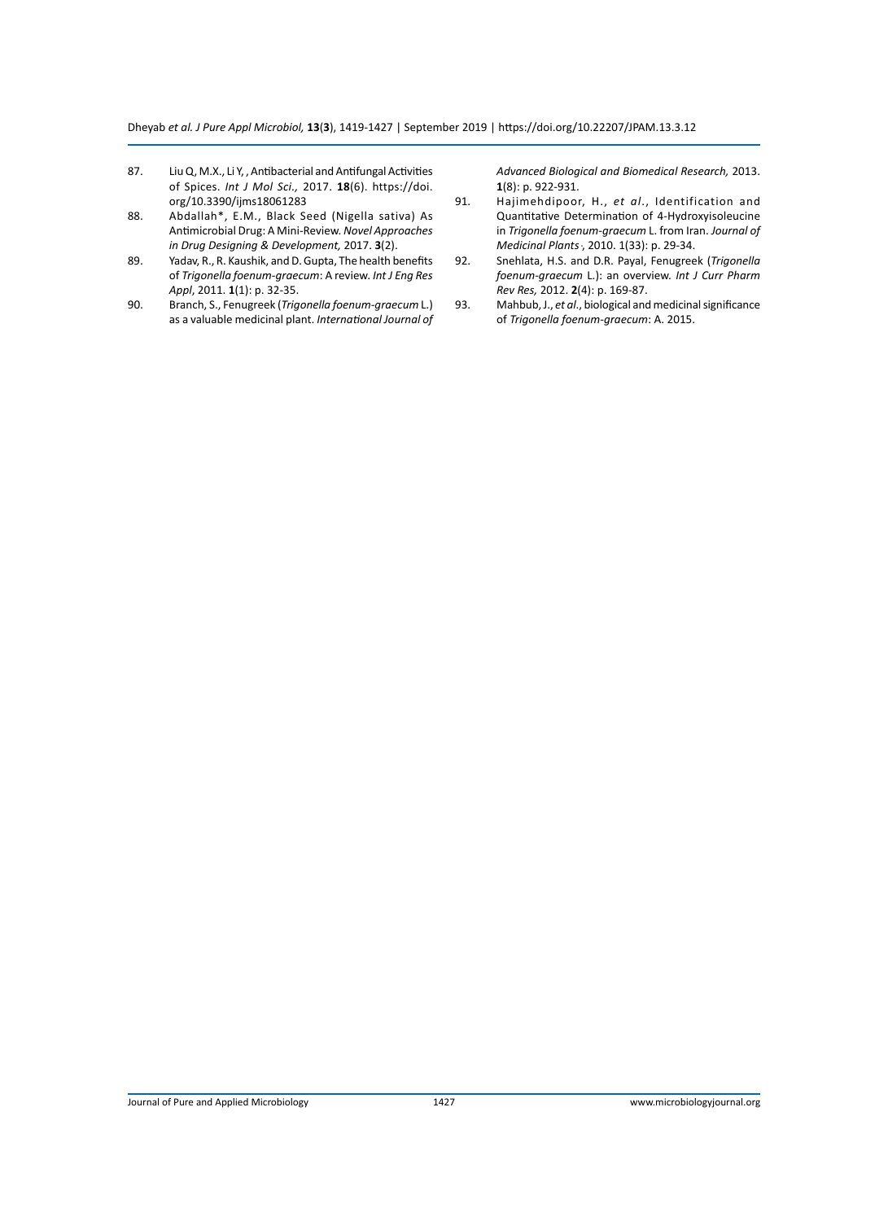87. Liu Q, M.X., Li Y, , Antibacterial and Antifungal Activities of Spices. *Int J Mol Sci.,* 2017. **18**(6). https://doi.org/10.3390/ijms18061283
88. Abdallah*, E.M., Black Seed (Nigella sativa) As Antimicrobial Drug: A Mini-Review. *Novel Approaches in Drug Designing & Development,* 2017. **3**(2).
89. Yadav, R., R. Kaushik, and D. Gupta, The health benefits of *Trigonella foenum-graecum*: A review. *Int J Eng Res Appl*, 2011. **1**(1): p. 32-35.
90. Branch, S., Fenugreek (*Trigonella foenum-graecum* L.) as a valuable medicinal plant. *International Journal of Advanced Biological and Biomedical Research,* 2013. **1**(8): p. 922-931.
91. Hajimehdipoor, H., *et al*., Identification and Quantitative Determination of 4-Hydroxyisoleucine in *Trigonella foenum-graecum* L. from Iran. *Journal of Medicinal Plants* , 2010. 1(33): p. 29-34.
92. Snehlata, H.S. and D.R. Payal, Fenugreek (*Trigonella foenum-graecum* L.): an overview. *Int J Curr Pharm Rev Res,* 2012. **2**(4): p. 169-87.
93. Mahbub, J., *et al*., biological and medicinal significance of *Trigonella foenum-graecum*: A. 2015.